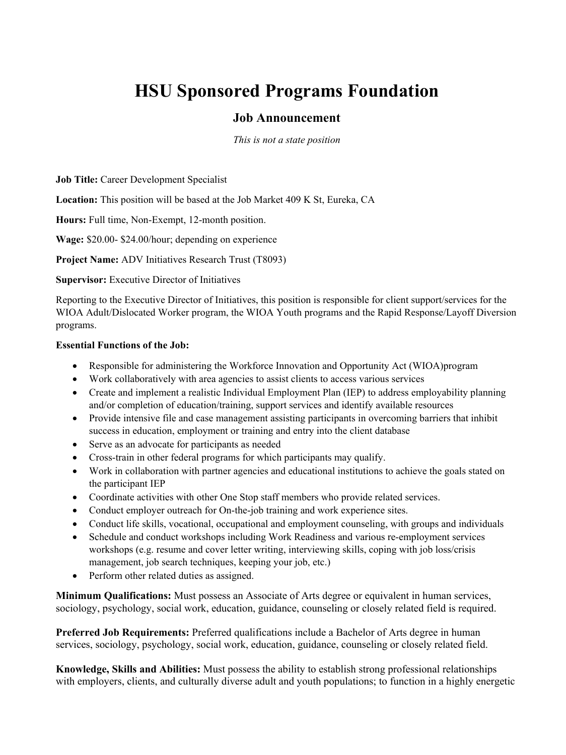# HSU Sponsored Programs Foundation

## Job Announcement

*This is not a state position*

**Job Title:** Career Development Specialist

**Location:** This position will be based at the Job Market 409 K St, Eureka, CA

**Hours:** Full time, Non-Exempt, 12-month position.

**Wage:** $20.00- $24.00/hour; depending on experience

**Project Name:** ADV Initiatives Research Trust (T8093)

**Supervisor:** Executive Director of Initiatives

Reporting to the Executive Director of Initiatives, this position is responsible for client support/services for the WIOA Adult/Dislocated Worker program, the WIOA Youth programs and the Rapid Response/Layoff Diversion programs.

**Essential Functions of the Job:**

- Responsible for administering the Workforce Innovation and Opportunity Act (WIOA)program
- Work collaboratively with area agencies to assist clients to access various services
- Create and implement a realistic Individual Employment Plan (IEP) to address employability planning and/or completion of education/training, support services and identify available resources
- Provide intensive file and case management assisting participants in overcoming barriers that inhibit success in education, employment or training and entry into the client database
- Serve as an advocate for participants as needed
- Cross-train in other federal programs for which participants may qualify.
- Work in collaboration with partner agencies and educational institutions to achieve the goals stated on the participant IEP
- Coordinate activities with other One Stop staff members who provide related services.
- Conduct employer outreach for On-the-job training and work experience sites.
- Conduct life skills, vocational, occupational and employment counseling, with groups and individuals
- Schedule and conduct workshops including Work Readiness and various re-employment services workshops (e.g. resume and cover letter writing, interviewing skills, coping with job loss/crisis management, job search techniques, keeping your job, etc.)
- Perform other related duties as assigned.

**Minimum Qualifications:** Must possess an Associate of Arts degree or equivalent in human services, sociology, psychology, social work, education, guidance, counseling or closely related field is required.

**Preferred Job Requirements:** Preferred qualifications include a Bachelor of Arts degree in human services, sociology, psychology, social work, education, guidance, counseling or closely related field.

**Knowledge, Skills and Abilities:** Must possess the ability to establish strong professional relationships with employers, clients, and culturally diverse adult and youth populations; to function in a highly energetic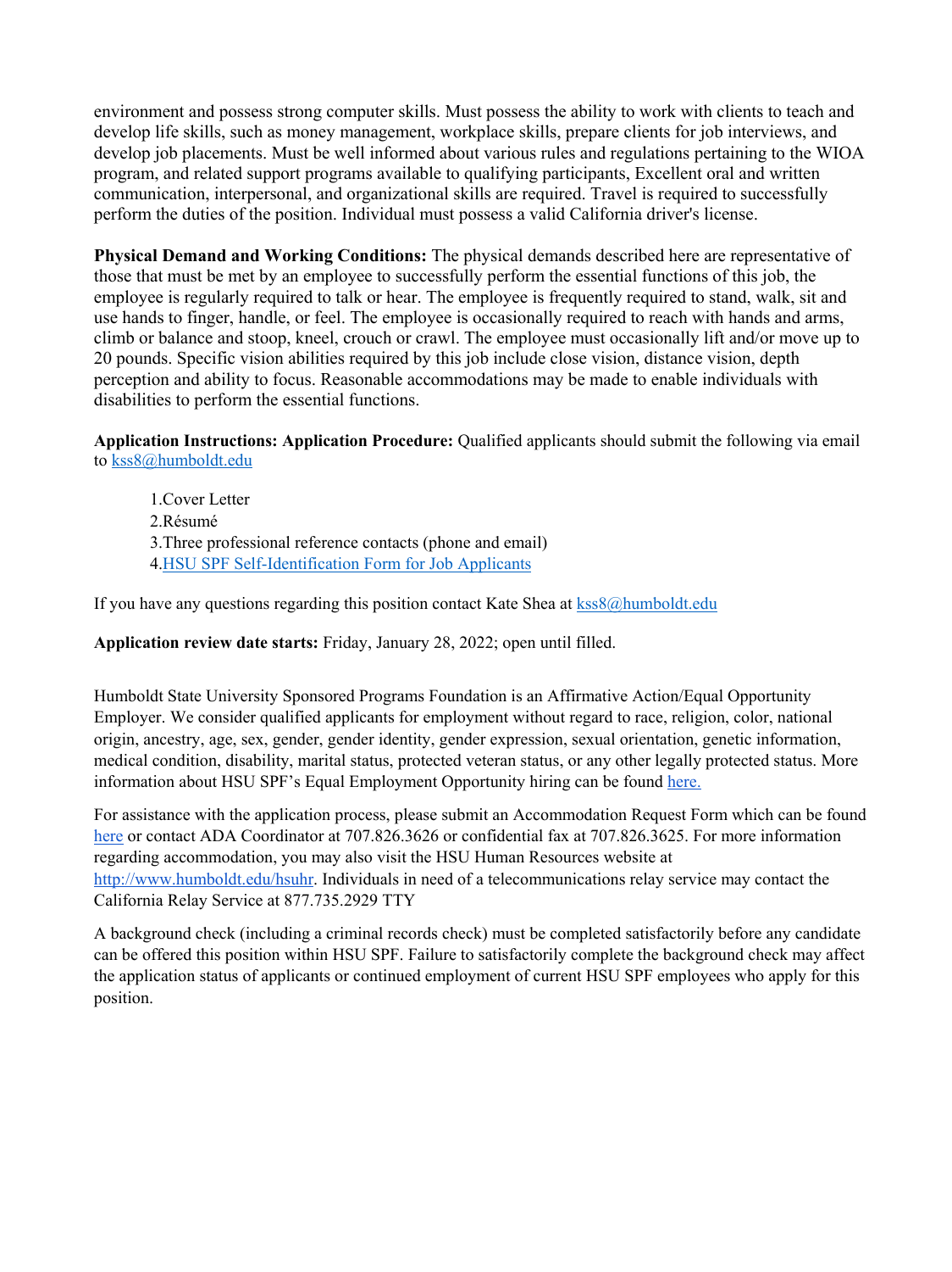environment and possess strong computer skills. Must possess the ability to work with clients to teach and develop life skills, such as money management, workplace skills, prepare clients for job interviews, and develop job placements. Must be well informed about various rules and regulations pertaining to the WIOA program, and related support programs available to qualifying participants, Excellent oral and written communication, interpersonal, and organizational skills are required. Travel is required to successfully perform the duties of the position. Individual must possess a valid California driver's license.

**Physical Demand and Working Conditions:** The physical demands described here are representative of those that must be met by an employee to successfully perform the essential functions of this job, the employee is regularly required to talk or hear. The employee is frequently required to stand, walk, sit and use hands to finger, handle, or feel. The employee is occasionally required to reach with hands and arms, climb or balance and stoop, kneel, crouch or crawl. The employee must occasionally lift and/or move up to 20 pounds. Specific vision abilities required by this job include close vision, distance vision, depth perception and ability to focus. Reasonable accommodations may be made to enable individuals with disabilities to perform the essential functions.

**Application Instructions: Application Procedure:** Qualified applicants should submit the following via email to kss8@humboldt.edu

1. Cover Letter
2. Résumé
3. Three professional reference contacts (phone and email)
4. HSU SPF Self-Identification Form for Job Applicants

If you have any questions regarding this position contact Kate Shea at kss8@humboldt.edu

**Application review date starts:** Friday, January 28, 2022; open until filled.

Humboldt State University Sponsored Programs Foundation is an Affirmative Action/Equal Opportunity Employer. We consider qualified applicants for employment without regard to race, religion, color, national origin, ancestry, age, sex, gender, gender identity, gender expression, sexual orientation, genetic information, medical condition, disability, marital status, protected veteran status, or any other legally protected status. More information about HSU SPF's Equal Employment Opportunity hiring can be found here.

For assistance with the application process, please submit an Accommodation Request Form which can be found here or contact ADA Coordinator at 707.826.3626 or confidential fax at 707.826.3625. For more information regarding accommodation, you may also visit the HSU Human Resources website at http://www.humboldt.edu/hsuhr. Individuals in need of a telecommunications relay service may contact the California Relay Service at 877.735.2929 TTY

A background check (including a criminal records check) must be completed satisfactorily before any candidate can be offered this position within HSU SPF. Failure to satisfactorily complete the background check may affect the application status of applicants or continued employment of current HSU SPF employees who apply for this position.